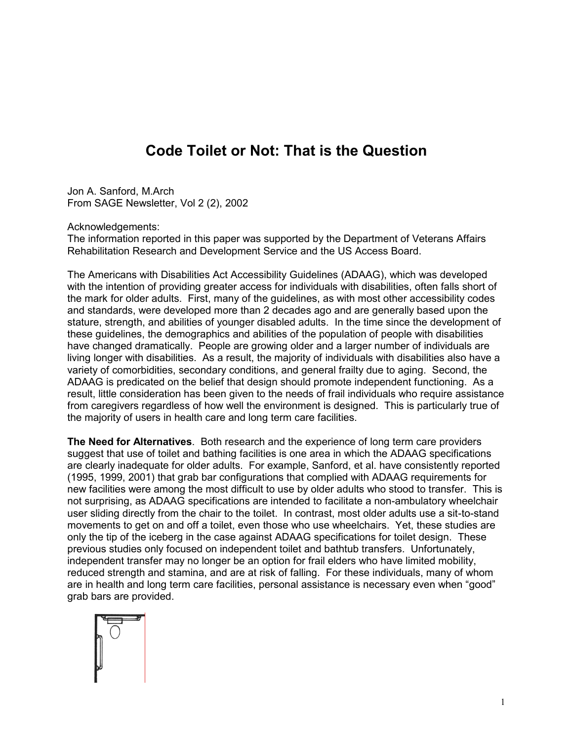# Code Toilet or Not: That is the Question

Jon A. Sanford, M.Arch
From SAGE Newsletter, Vol 2 (2), 2002

Acknowledgements:
The information reported in this paper was supported by the Department of Veterans Affairs Rehabilitation Research and Development Service and the US Access Board.

The Americans with Disabilities Act Accessibility Guidelines (ADAAG), which was developed with the intention of providing greater access for individuals with disabilities, often falls short of the mark for older adults. First, many of the guidelines, as with most other accessibility codes and standards, were developed more than 2 decades ago and are generally based upon the stature, strength, and abilities of younger disabled adults. In the time since the development of these guidelines, the demographics and abilities of the population of people with disabilities have changed dramatically. People are growing older and a larger number of individuals are living longer with disabilities. As a result, the majority of individuals with disabilities also have a variety of comorbidities, secondary conditions, and general frailty due to aging. Second, the ADAAG is predicated on the belief that design should promote independent functioning. As a result, little consideration has been given to the needs of frail individuals who require assistance from caregivers regardless of how well the environment is designed. This is particularly true of the majority of users in health care and long term care facilities.

**The Need for Alternatives**. Both research and the experience of long term care providers suggest that use of toilet and bathing facilities is one area in which the ADAAG specifications are clearly inadequate for older adults. For example, Sanford, et al. have consistently reported (1995, 1999, 2001) that grab bar configurations that complied with ADAAG requirements for new facilities were among the most difficult to use by older adults who stood to transfer. This is not surprising, as ADAAG specifications are intended to facilitate a non-ambulatory wheelchair user sliding directly from the chair to the toilet. In contrast, most older adults use a sit-to-stand movements to get on and off a toilet, even those who use wheelchairs. Yet, these studies are only the tip of the iceberg in the case against ADAAG specifications for toilet design. These previous studies only focused on independent toilet and bathtub transfers. Unfortunately, independent transfer may no longer be an option for frail elders who have limited mobility, reduced strength and stamina, and are at risk of falling. For these individuals, many of whom are in health and long term care facilities, personal assistance is necessary even when "good" grab bars are provided.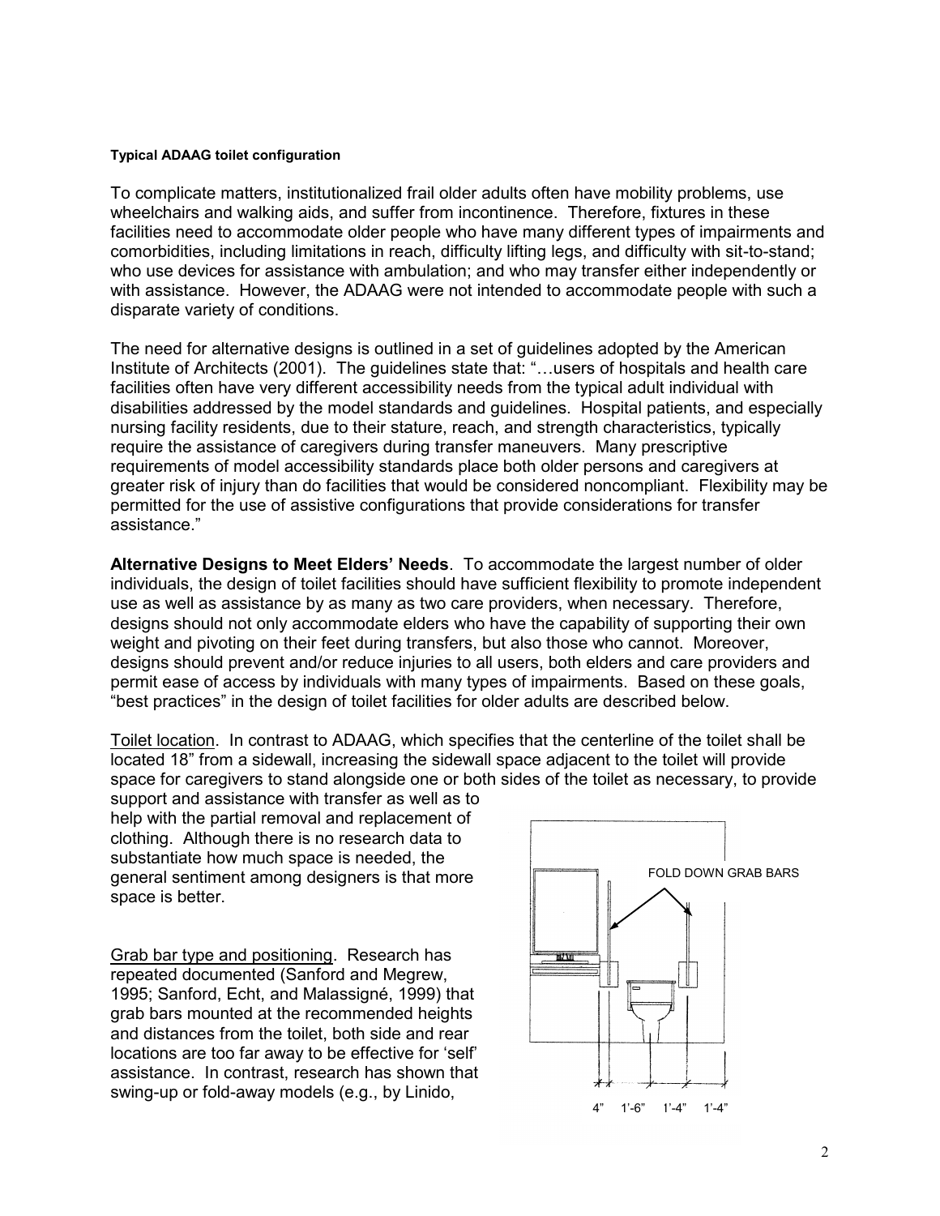**Typical ADAAG toilet configuration**

To complicate matters, institutionalized frail older adults often have mobility problems, use wheelchairs and walking aids, and suffer from incontinence. Therefore, fixtures in these facilities need to accommodate older people who have many different types of impairments and comorbidities, including limitations in reach, difficulty lifting legs, and difficulty with sit-to-stand; who use devices for assistance with ambulation; and who may transfer either independently or with assistance. However, the ADAAG were not intended to accommodate people with such a disparate variety of conditions.

The need for alternative designs is outlined in a set of guidelines adopted by the American Institute of Architects (2001). The guidelines state that: "…users of hospitals and health care facilities often have very different accessibility needs from the typical adult individual with disabilities addressed by the model standards and guidelines. Hospital patients, and especially nursing facility residents, due to their stature, reach, and strength characteristics, typically require the assistance of caregivers during transfer maneuvers. Many prescriptive requirements of model accessibility standards place both older persons and caregivers at greater risk of injury than do facilities that would be considered noncompliant. Flexibility may be permitted for the use of assistive configurations that provide considerations for transfer assistance."

**Alternative Designs to Meet Elders' Needs**. To accommodate the largest number of older individuals, the design of toilet facilities should have sufficient flexibility to promote independent use as well as assistance by as many as two care providers, when necessary. Therefore, designs should not only accommodate elders who have the capability of supporting their own weight and pivoting on their feet during transfers, but also those who cannot. Moreover, designs should prevent and/or reduce injuries to all users, both elders and care providers and permit ease of access by individuals with many types of impairments. Based on these goals, "best practices" in the design of toilet facilities for older adults are described below.

Toilet location. In contrast to ADAAG, which specifies that the centerline of the toilet shall be located 18" from a sidewall, increasing the sidewall space adjacent to the toilet will provide space for caregivers to stand alongside one or both sides of the toilet as necessary, to provide support and assistance with transfer as well as to help with the partial removal and replacement of clothing. Although there is no research data to substantiate how much space is needed, the general sentiment among designers is that more space is better.

FOLD DOWN GRAB BARS

4" 1'-6" 1'-4" 1'-4"

Grab bar type and positioning. Research has repeated documented (Sanford and Megrew, 1995; Sanford, Echt, and Malassigné, 1999) that grab bars mounted at the recommended heights and distances from the toilet, both side and rear locations are too far away to be effective for 'self' assistance. In contrast, research has shown that swing-up or fold-away models (e.g., by Linido,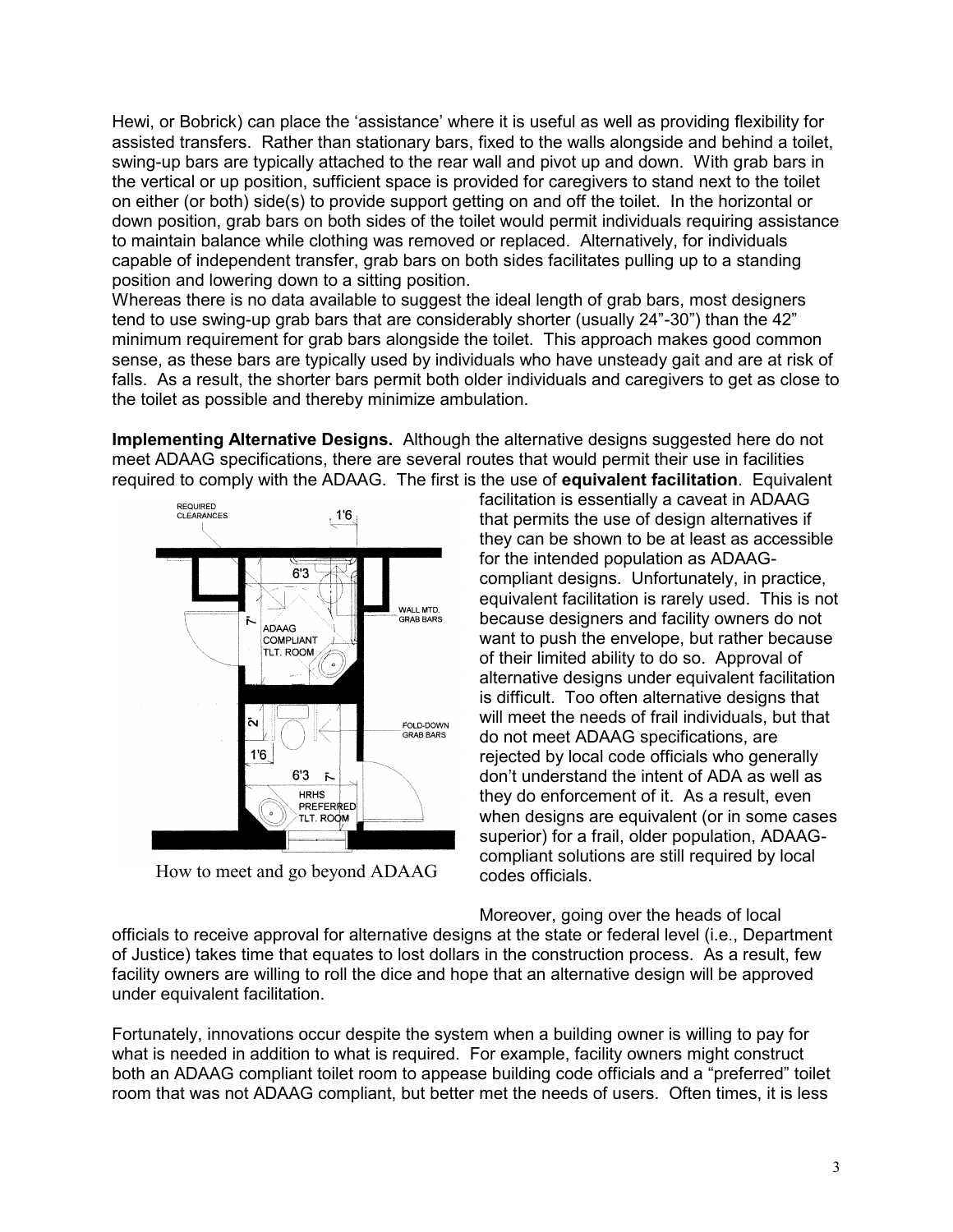Hewi, or Bobrick) can place the 'assistance' where it is useful as well as providing flexibility for assisted transfers. Rather than stationary bars, fixed to the walls alongside and behind a toilet, swing-up bars are typically attached to the rear wall and pivot up and down. With grab bars in the vertical or up position, sufficient space is provided for caregivers to stand next to the toilet on either (or both) side(s) to provide support getting on and off the toilet. In the horizontal or down position, grab bars on both sides of the toilet would permit individuals requiring assistance to maintain balance while clothing was removed or replaced. Alternatively, for individuals capable of independent transfer, grab bars on both sides facilitates pulling up to a standing position and lowering down to a sitting position.

Whereas there is no data available to suggest the ideal length of grab bars, most designers tend to use swing-up grab bars that are considerably shorter (usually 24"-30") than the 42" minimum requirement for grab bars alongside the toilet. This approach makes good common sense, as these bars are typically used by individuals who have unsteady gait and are at risk of falls. As a result, the shorter bars permit both older individuals and caregivers to get as close to the toilet as possible and thereby minimize ambulation.

**Implementing Alternative Designs.** Although the alternative designs suggested here do not meet ADAAG specifications, there are several routes that would permit their use in facilities required to comply with the ADAAG. The first is the use of **equivalent facilitation**. Equivalent facilitation is essentially a caveat in ADAAG that permits the use of design alternatives if they can be shown to be at least as accessible for the intended population as ADAAG-compliant designs. Unfortunately, in practice, equivalent facilitation is rarely used. This is not because designers and facility owners do not want to push the envelope, but rather because of their limited ability to do so. Approval of alternative designs under equivalent facilitation is difficult. Too often alternative designs that will meet the needs of frail individuals, but that do not meet ADAAG specifications, are rejected by local code officials who generally don't understand the intent of ADA as well as they do enforcement of it. As a result, even when designs are equivalent (or in some cases superior) for a frail, older population, ADAAG-compliant solutions are still required by local codes officials.

How to meet and go beyond ADAAG

Moreover, going over the heads of local officials to receive approval for alternative designs at the state or federal level (i.e., Department of Justice) takes time that equates to lost dollars in the construction process. As a result, few facility owners are willing to roll the dice and hope that an alternative design will be approved under equivalent facilitation.

Fortunately, innovations occur despite the system when a building owner is willing to pay for what is needed in addition to what is required. For example, facility owners might construct both an ADAAG compliant toilet room to appease building code officials and a "preferred" toilet room that was not ADAAG compliant, but better met the needs of users. Often times, it is less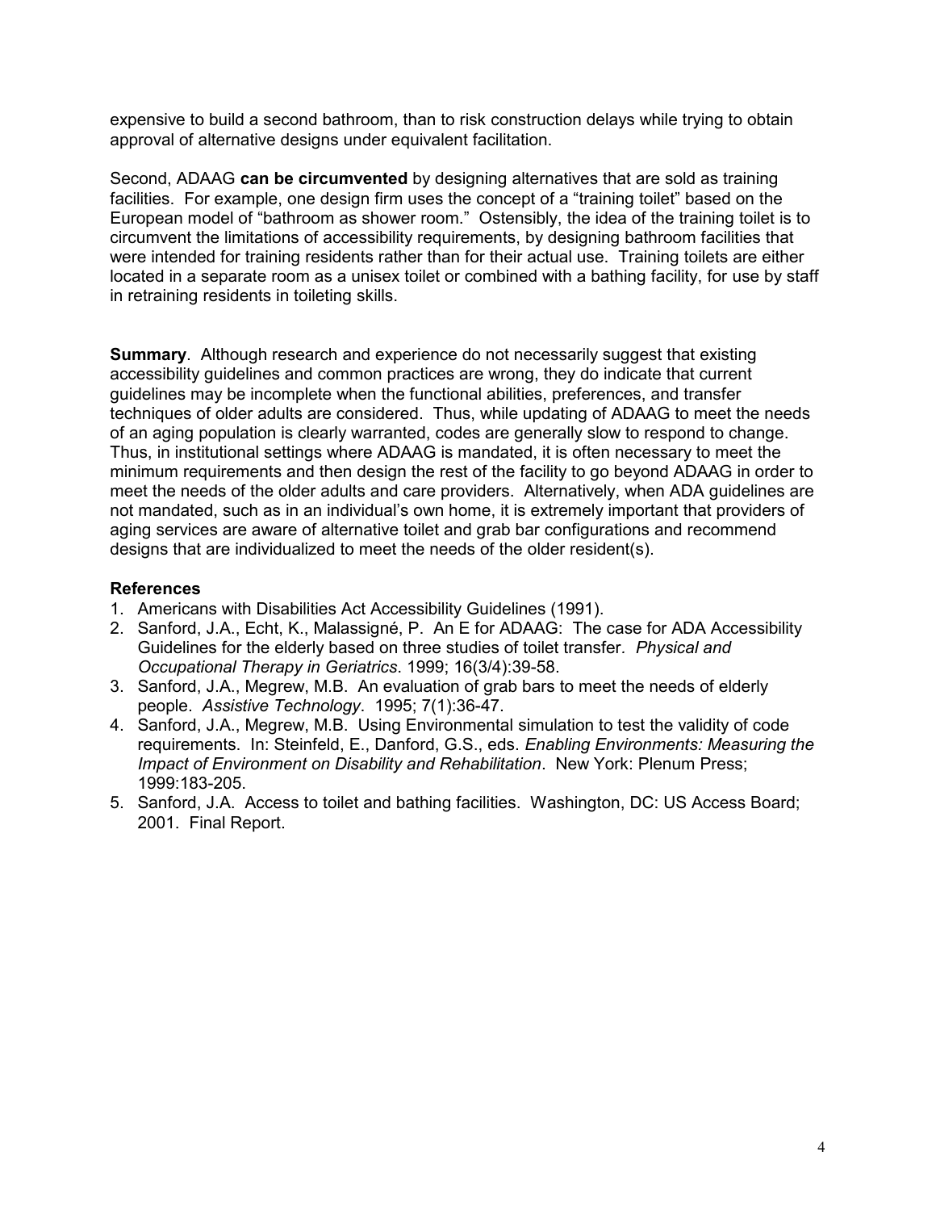expensive to build a second bathroom, than to risk construction delays while trying to obtain approval of alternative designs under equivalent facilitation.

Second, ADAAG **can be circumvented** by designing alternatives that are sold as training facilities. For example, one design firm uses the concept of a "training toilet" based on the European model of "bathroom as shower room." Ostensibly, the idea of the training toilet is to circumvent the limitations of accessibility requirements, by designing bathroom facilities that were intended for training residents rather than for their actual use. Training toilets are either located in a separate room as a unisex toilet or combined with a bathing facility, for use by staff in retraining residents in toileting skills.

**Summary**. Although research and experience do not necessarily suggest that existing accessibility guidelines and common practices are wrong, they do indicate that current guidelines may be incomplete when the functional abilities, preferences, and transfer techniques of older adults are considered. Thus, while updating of ADAAG to meet the needs of an aging population is clearly warranted, codes are generally slow to respond to change. Thus, in institutional settings where ADAAG is mandated, it is often necessary to meet the minimum requirements and then design the rest of the facility to go beyond ADAAG in order to meet the needs of the older adults and care providers. Alternatively, when ADA guidelines are not mandated, such as in an individual's own home, it is extremely important that providers of aging services are aware of alternative toilet and grab bar configurations and recommend designs that are individualized to meet the needs of the older resident(s).

### References

1. Americans with Disabilities Act Accessibility Guidelines (1991).
2. Sanford, J.A., Echt, K., Malassigné, P. An E for ADAAG: The case for ADA Accessibility Guidelines for the elderly based on three studies of toilet transfer. *Physical and Occupational Therapy in Geriatrics*. 1999; 16(3/4):39-58.
3. Sanford, J.A., Megrew, M.B. An evaluation of grab bars to meet the needs of elderly people. *Assistive Technology*. 1995; 7(1):36-47.
4. Sanford, J.A., Megrew, M.B. Using Environmental simulation to test the validity of code requirements. In: Steinfeld, E., Danford, G.S., eds. *Enabling Environments: Measuring the Impact of Environment on Disability and Rehabilitation*. New York: Plenum Press; 1999:183-205.
5. Sanford, J.A. Access to toilet and bathing facilities. Washington, DC: US Access Board; 2001. Final Report.